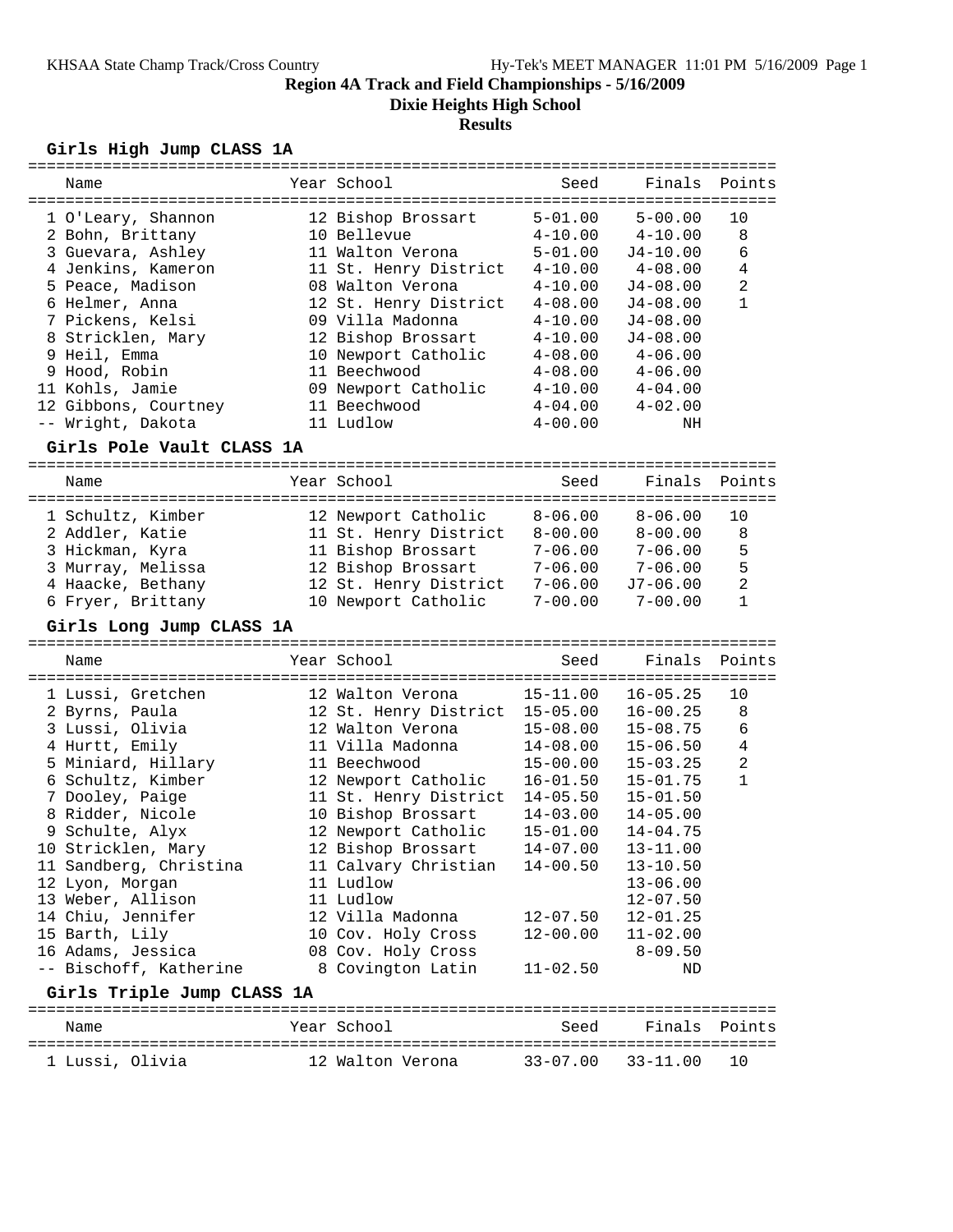# Region 4A Track and Field Championships - 5/16/2009

## Dixie Heights High School

### Results

#### Girls High Jump CLASS 1A

| Place | Name | Year | School | Seed | Finals | Points |
|---|---|---|---|---|---|---|
| 1 | O'Leary, Shannon | 12 | Bishop Brossart | 5-01.00 | 5-00.00 | 10 |
| 2 | Bohn, Brittany | 10 | Bellevue | 4-10.00 | 4-10.00 | 8 |
| 3 | Guevara, Ashley | 11 | Walton Verona | 5-01.00 | J4-10.00 | 6 |
| 4 | Jenkins, Kameron | 11 | St. Henry District | 4-10.00 | 4-08.00 | 4 |
| 5 | Peace, Madison | 08 | Walton Verona | 4-10.00 | J4-08.00 | 2 |
| 6 | Helmer, Anna | 12 | St. Henry District | 4-08.00 | J4-08.00 | 1 |
| 7 | Pickens, Kelsi | 09 | Villa Madonna | 4-10.00 | J4-08.00 | |
| 8 | Stricklen, Mary | 12 | Bishop Brossart | 4-10.00 | J4-08.00 | |
| 9 | Heil, Emma | 10 | Newport Catholic | 4-08.00 | 4-06.00 | |
| 9 | Hood, Robin | 11 | Beechwood | 4-08.00 | 4-06.00 | |
| 11 | Kohls, Jamie | 09 | Newport Catholic | 4-10.00 | 4-04.00 | |
| 12 | Gibbons, Courtney | 11 | Beechwood | 4-04.00 | 4-02.00 | |
| -- | Wright, Dakota | 11 | Ludlow | 4-00.00 | NH | |

#### Girls Pole Vault CLASS 1A

| Place | Name | Year | School | Seed | Finals | Points |
|---|---|---|---|---|---|---|
| 1 | Schultz, Kimber | 12 | Newport Catholic | 8-06.00 | 8-06.00 | 10 |
| 2 | Addler, Katie | 11 | St. Henry District | 8-00.00 | 8-00.00 | 8 |
| 3 | Hickman, Kyra | 11 | Bishop Brossart | 7-06.00 | 7-06.00 | 5 |
| 3 | Murray, Melissa | 12 | Bishop Brossart | 7-06.00 | 7-06.00 | 5 |
| 4 | Haacke, Bethany | 12 | St. Henry District | 7-06.00 | J7-06.00 | 2 |
| 6 | Fryer, Brittany | 10 | Newport Catholic | 7-00.00 | 7-00.00 | 1 |

#### Girls Long Jump CLASS 1A

| Place | Name | Year | School | Seed | Finals | Points |
|---|---|---|---|---|---|---|
| 1 | Lussi, Gretchen | 12 | Walton Verona | 15-11.00 | 16-05.25 | 10 |
| 2 | Byrns, Paula | 12 | St. Henry District | 15-05.00 | 16-00.25 | 8 |
| 3 | Lussi, Olivia | 12 | Walton Verona | 15-08.00 | 15-08.75 | 6 |
| 4 | Hurtt, Emily | 11 | Villa Madonna | 14-08.00 | 15-06.50 | 4 |
| 5 | Miniard, Hillary | 11 | Beechwood | 15-00.00 | 15-03.25 | 2 |
| 6 | Schultz, Kimber | 12 | Newport Catholic | 16-01.50 | 15-01.75 | 1 |
| 7 | Dooley, Paige | 11 | St. Henry District | 14-05.50 | 15-01.50 | |
| 8 | Ridder, Nicole | 10 | Bishop Brossart | 14-03.00 | 14-05.00 | |
| 9 | Schulte, Alyx | 12 | Newport Catholic | 15-01.00 | 14-04.75 | |
| 10 | Stricklen, Mary | 12 | Bishop Brossart | 14-07.00 | 13-11.00 | |
| 11 | Sandberg, Christina | 11 | Calvary Christian | 14-00.50 | 13-10.50 | |
| 12 | Lyon, Morgan | 11 | Ludlow | | 13-06.00 | |
| 13 | Weber, Allison | 11 | Ludlow | | 12-07.50 | |
| 14 | Chiu, Jennifer | 12 | Villa Madonna | 12-07.50 | 12-01.25 | |
| 15 | Barth, Lily | 10 | Cov. Holy Cross | 12-00.00 | 11-02.00 | |
| 16 | Adams, Jessica | 08 | Cov. Holy Cross | | 8-09.50 | |
| -- | Bischoff, Katherine | 8 | Covington Latin | 11-02.50 | ND | |

#### Girls Triple Jump CLASS 1A

| Place | Name | Year | School | Seed | Finals | Points |
|---|---|---|---|---|---|---|
| 1 | Lussi, Olivia | 12 | Walton Verona | 33-07.00 | 33-11.00 | 10 |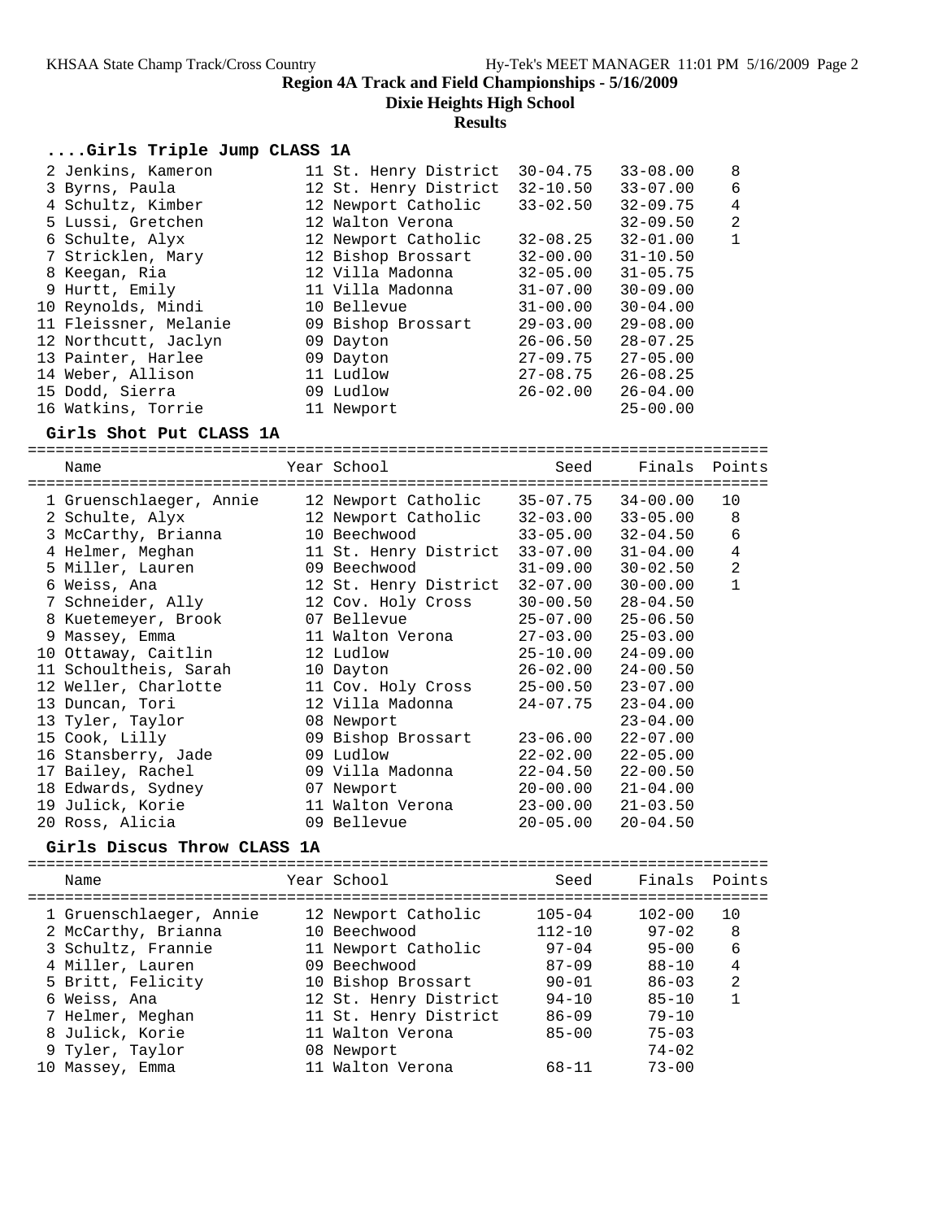# Region 4A Track and Field Championships - 5/16/2009

## Dixie Heights High School

### Results

#### ....Girls Triple Jump CLASS 1A

| Place | Name | Year | School | Seed | Finals | Points |
|---|---|---|---|---|---|---|
| 2 | Jenkins, Kameron | 11 | St. Henry District | 30-04.75 | 33-08.00 | 8 |
| 3 | Byrns, Paula | 12 | St. Henry District | 32-10.50 | 33-07.00 | 6 |
| 4 | Schultz, Kimber | 12 | Newport Catholic | 33-02.50 | 32-09.75 | 4 |
| 5 | Lussi, Gretchen | 12 | Walton Verona | | 32-09.50 | 2 |
| 6 | Schulte, Alyx | 12 | Newport Catholic | 32-08.25 | 32-01.00 | 1 |
| 7 | Stricklen, Mary | 12 | Bishop Brossart | 32-00.00 | 31-10.50 | |
| 8 | Keegan, Ria | 12 | Villa Madonna | 32-05.00 | 31-05.75 | |
| 9 | Hurtt, Emily | 11 | Villa Madonna | 31-07.00 | 30-09.00 | |
| 10 | Reynolds, Mindi | 10 | Bellevue | 31-00.00 | 30-04.00 | |
| 11 | Fleissner, Melanie | 09 | Bishop Brossart | 29-03.00 | 29-08.00 | |
| 12 | Northcutt, Jaclyn | 09 | Dayton | 26-06.50 | 28-07.25 | |
| 13 | Painter, Harlee | 09 | Dayton | 27-09.75 | 27-05.00 | |
| 14 | Weber, Allison | 11 | Ludlow | 27-08.75 | 26-08.25 | |
| 15 | Dodd, Sierra | 09 | Ludlow | 26-02.00 | 26-04.00 | |
| 16 | Watkins, Torrie | 11 | Newport | | 25-00.00 | |

#### Girls Shot Put CLASS 1A

| Place | Name | Year | School | Seed | Finals | Points |
|---|---|---|---|---|---|---|
| 1 | Gruenschlaeger, Annie | 12 | Newport Catholic | 35-07.75 | 34-00.00 | 10 |
| 2 | Schulte, Alyx | 12 | Newport Catholic | 32-03.00 | 33-05.00 | 8 |
| 3 | McCarthy, Brianna | 10 | Beechwood | 33-05.00 | 32-04.50 | 6 |
| 4 | Helmer, Meghan | 11 | St. Henry District | 33-07.00 | 31-04.00 | 4 |
| 5 | Miller, Lauren | 09 | Beechwood | 31-09.00 | 30-02.50 | 2 |
| 6 | Weiss, Ana | 12 | St. Henry District | 32-07.00 | 30-00.00 | 1 |
| 7 | Schneider, Ally | 12 | Cov. Holy Cross | 30-00.50 | 28-04.50 | |
| 8 | Kuetemeyer, Brook | 07 | Bellevue | 25-07.00 | 25-06.50 | |
| 9 | Massey, Emma | 11 | Walton Verona | 27-03.00 | 25-03.00 | |
| 10 | Ottaway, Caitlin | 12 | Ludlow | 25-10.00 | 24-09.00 | |
| 11 | Schoultheis, Sarah | 10 | Dayton | 26-02.00 | 24-00.50 | |
| 12 | Weller, Charlotte | 11 | Cov. Holy Cross | 25-00.50 | 23-07.00 | |
| 13 | Duncan, Tori | 12 | Villa Madonna | 24-07.75 | 23-04.00 | |
| 13 | Tyler, Taylor | 08 | Newport | | 23-04.00 | |
| 15 | Cook, Lilly | 09 | Bishop Brossart | 23-06.00 | 22-07.00 | |
| 16 | Stansberry, Jade | 09 | Ludlow | 22-02.00 | 22-05.00 | |
| 17 | Bailey, Rachel | 09 | Villa Madonna | 22-04.50 | 22-00.50 | |
| 18 | Edwards, Sydney | 07 | Newport | 20-00.00 | 21-04.00 | |
| 19 | Julick, Korie | 11 | Walton Verona | 23-00.00 | 21-03.50 | |
| 20 | Ross, Alicia | 09 | Bellevue | 20-05.00 | 20-04.50 | |

#### Girls Discus Throw CLASS 1A

| Place | Name | Year | School | Seed | Finals | Points |
|---|---|---|---|---|---|---|
| 1 | Gruenschlaeger, Annie | 12 | Newport Catholic | 105-04 | 102-00 | 10 |
| 2 | McCarthy, Brianna | 10 | Beechwood | 112-10 | 97-02 | 8 |
| 3 | Schultz, Frannie | 11 | Newport Catholic | 97-04 | 95-00 | 6 |
| 4 | Miller, Lauren | 09 | Beechwood | 87-09 | 88-10 | 4 |
| 5 | Britt, Felicity | 10 | Bishop Brossart | 90-01 | 86-03 | 2 |
| 6 | Weiss, Ana | 12 | St. Henry District | 94-10 | 85-10 | 1 |
| 7 | Helmer, Meghan | 11 | St. Henry District | 86-09 | 79-10 | |
| 8 | Julick, Korie | 11 | Walton Verona | 85-00 | 75-03 | |
| 9 | Tyler, Taylor | 08 | Newport | | 74-02 | |
| 10 | Massey, Emma | 11 | Walton Verona | 68-11 | 73-00 | |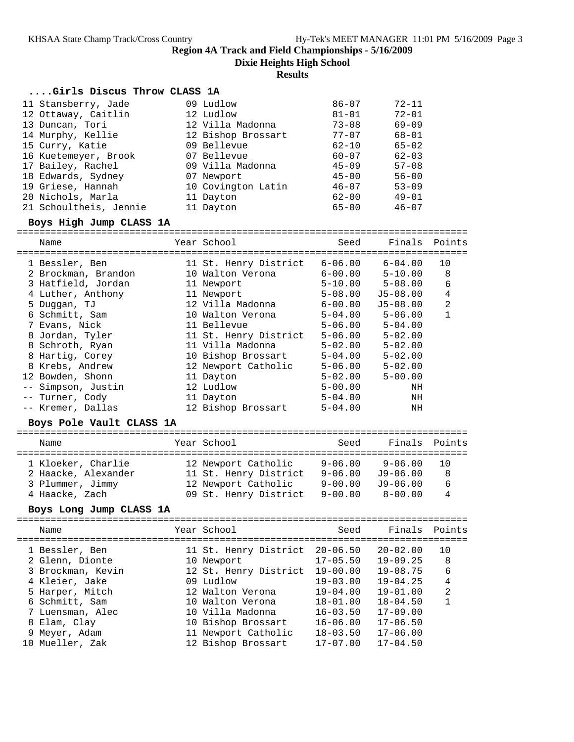## Region 4A Track and Field Championships - 5/16/2009

### Dixie Heights High School

### Results

#### ....Girls Discus Throw CLASS 1A

| Name | Year | School | Seed | Finals |
|---|---|---|---|---|
| 11 Stansberry, Jade | 09 | Ludlow | 86-07 | 72-11 |
| 12 Ottaway, Caitlin | 12 | Ludlow | 81-01 | 72-01 |
| 13 Duncan, Tori | 12 | Villa Madonna | 73-08 | 69-09 |
| 14 Murphy, Kellie | 12 | Bishop Brossart | 77-07 | 68-01 |
| 15 Curry, Katie | 09 | Bellevue | 62-10 | 65-02 |
| 16 Kuetemeyer, Brook | 07 | Bellevue | 60-07 | 62-03 |
| 17 Bailey, Rachel | 09 | Villa Madonna | 45-09 | 57-08 |
| 18 Edwards, Sydney | 07 | Newport | 45-00 | 56-00 |
| 19 Griese, Hannah | 10 | Covington Latin | 46-07 | 53-09 |
| 20 Nichols, Marla | 11 | Dayton | 62-00 | 49-01 |
| 21 Schoultheis, Jennie | 11 | Dayton | 65-00 | 46-07 |

#### Boys High Jump CLASS 1A

| Name | Year | School | Seed | Finals | Points |
|---|---|---|---|---|---|
| 1 Bessler, Ben | 11 | St. Henry District | 6-06.00 | 6-04.00 | 10 |
| 2 Brockman, Brandon | 10 | Walton Verona | 6-00.00 | 5-10.00 | 8 |
| 3 Hatfield, Jordan | 11 | Newport | 5-10.00 | 5-08.00 | 6 |
| 4 Luther, Anthony | 11 | Newport | 5-08.00 | J5-08.00 | 4 |
| 5 Duggan, TJ | 12 | Villa Madonna | 6-00.00 | J5-08.00 | 2 |
| 6 Schmitt, Sam | 10 | Walton Verona | 5-04.00 | 5-06.00 | 1 |
| 7 Evans, Nick | 11 | Bellevue | 5-06.00 | 5-04.00 | |
| 8 Jordan, Tyler | 11 | St. Henry District | 5-06.00 | 5-02.00 | |
| 8 Schroth, Ryan | 11 | Villa Madonna | 5-02.00 | 5-02.00 | |
| 8 Hartig, Corey | 10 | Bishop Brossart | 5-04.00 | 5-02.00 | |
| 8 Krebs, Andrew | 12 | Newport Catholic | 5-06.00 | 5-02.00 | |
| 12 Bowden, Shonn | 11 | Dayton | 5-02.00 | 5-00.00 | |
| -- Simpson, Justin | 12 | Ludlow | 5-00.00 | NH | |
| -- Turner, Cody | 11 | Dayton | 5-04.00 | NH | |
| -- Kremer, Dallas | 12 | Bishop Brossart | 5-04.00 | NH | |

#### Boys Pole Vault CLASS 1A

| Name | Year | School | Seed | Finals | Points |
|---|---|---|---|---|---|
| 1 Kloeker, Charlie | 12 | Newport Catholic | 9-06.00 | 9-06.00 | 10 |
| 2 Haacke, Alexander | 11 | St. Henry District | 9-06.00 | J9-06.00 | 8 |
| 3 Plummer, Jimmy | 12 | Newport Catholic | 9-00.00 | J9-06.00 | 6 |
| 4 Haacke, Zach | 09 | St. Henry District | 9-00.00 | 8-00.00 | 4 |

#### Boys Long Jump CLASS 1A

| Name | Year | School | Seed | Finals | Points |
|---|---|---|---|---|---|
| 1 Bessler, Ben | 11 | St. Henry District | 20-06.50 | 20-02.00 | 10 |
| 2 Glenn, Dionte | 10 | Newport | 17-05.50 | 19-09.25 | 8 |
| 3 Brockman, Kevin | 12 | St. Henry District | 19-00.00 | 19-08.75 | 6 |
| 4 Kleier, Jake | 09 | Ludlow | 19-03.00 | 19-04.25 | 4 |
| 5 Harper, Mitch | 12 | Walton Verona | 19-04.00 | 19-01.00 | 2 |
| 6 Schmitt, Sam | 10 | Walton Verona | 18-01.00 | 18-04.50 | 1 |
| 7 Luensman, Alec | 10 | Villa Madonna | 16-03.50 | 17-09.00 | |
| 8 Elam, Clay | 10 | Bishop Brossart | 16-06.00 | 17-06.50 | |
| 9 Meyer, Adam | 11 | Newport Catholic | 18-03.50 | 17-06.00 | |
| 10 Mueller, Zak | 12 | Bishop Brossart | 17-07.00 | 17-04.50 | |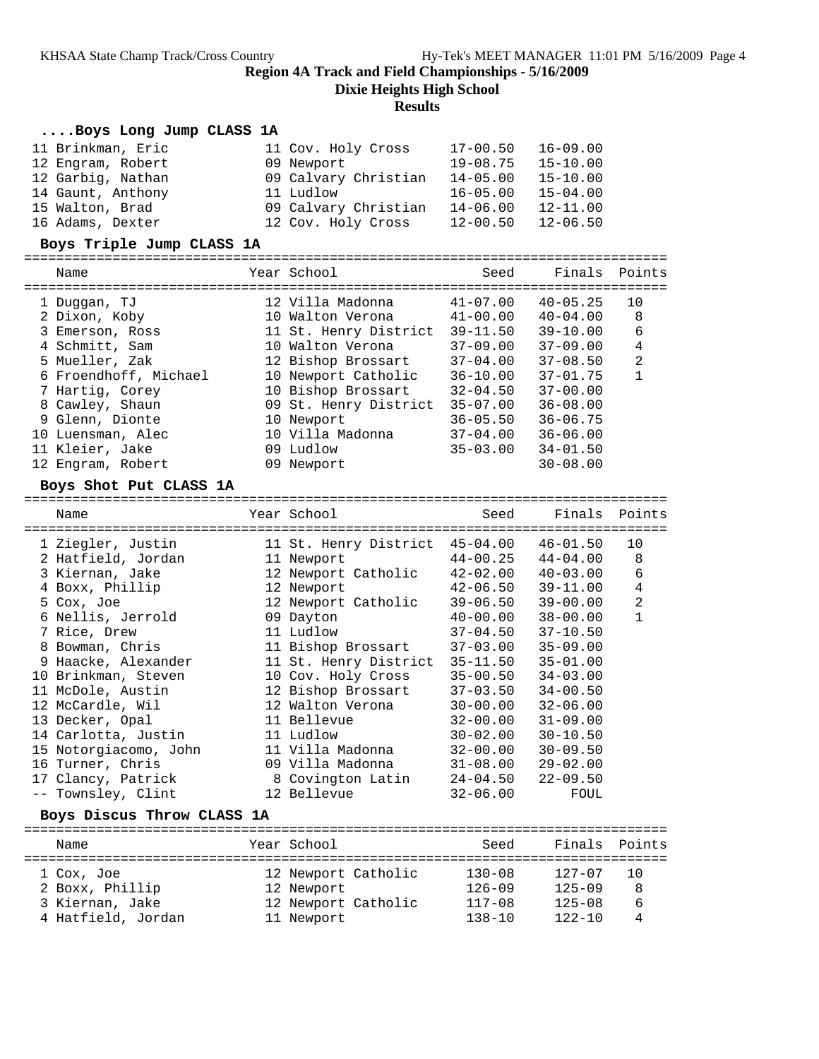# Region 4A Track and Field Championships - 5/16/2009

## Dixie Heights High School

### Results

#### ....Boys Long Jump CLASS 1A

| Place | Name | Year | School | Seed | Finals | Points |
|---|---|---|---|---|---|---|
| 11 | Brinkman, Eric | 11 | Cov. Holy Cross | 17-00.50 | 16-09.00 | |
| 12 | Engram, Robert | 09 | Newport | 19-08.75 | 15-10.00 | |
| 12 | Garbig, Nathan | 09 | Calvary Christian | 14-05.00 | 15-10.00 | |
| 14 | Gaunt, Anthony | 11 | Ludlow | 16-05.00 | 15-04.00 | |
| 15 | Walton, Brad | 09 | Calvary Christian | 14-06.00 | 12-11.00 | |
| 16 | Adams, Dexter | 12 | Cov. Holy Cross | 12-00.50 | 12-06.50 | |

#### Boys Triple Jump CLASS 1A

| Place | Name | Year | School | Seed | Finals | Points |
|---|---|---|---|---|---|---|
| 1 | Duggan, TJ | 12 | Villa Madonna | 41-07.00 | 40-05.25 | 10 |
| 2 | Dixon, Koby | 10 | Walton Verona | 41-00.00 | 40-04.00 | 8 |
| 3 | Emerson, Ross | 11 | St. Henry District | 39-11.50 | 39-10.00 | 6 |
| 4 | Schmitt, Sam | 10 | Walton Verona | 37-09.00 | 37-09.00 | 4 |
| 5 | Mueller, Zak | 12 | Bishop Brossart | 37-04.00 | 37-08.50 | 2 |
| 6 | Froendhoff, Michael | 10 | Newport Catholic | 36-10.00 | 37-01.75 | 1 |
| 7 | Hartig, Corey | 10 | Bishop Brossart | 32-04.50 | 37-00.00 | |
| 8 | Cawley, Shaun | 09 | St. Henry District | 35-07.00 | 36-08.00 | |
| 9 | Glenn, Dionte | 10 | Newport | 36-05.50 | 36-06.75 | |
| 10 | Luensman, Alec | 10 | Villa Madonna | 37-04.00 | 36-06.00 | |
| 11 | Kleier, Jake | 09 | Ludlow | 35-03.00 | 34-01.50 | |
| 12 | Engram, Robert | 09 | Newport | | 30-08.00 | |

#### Boys Shot Put CLASS 1A

| Place | Name | Year | School | Seed | Finals | Points |
|---|---|---|---|---|---|---|
| 1 | Ziegler, Justin | 11 | St. Henry District | 45-04.00 | 46-01.50 | 10 |
| 2 | Hatfield, Jordan | 11 | Newport | 44-00.25 | 44-04.00 | 8 |
| 3 | Kiernan, Jake | 12 | Newport Catholic | 42-02.00 | 40-03.00 | 6 |
| 4 | Boxx, Phillip | 12 | Newport | 42-06.50 | 39-11.00 | 4 |
| 5 | Cox, Joe | 12 | Newport Catholic | 39-06.50 | 39-00.00 | 2 |
| 6 | Nellis, Jerrold | 09 | Dayton | 40-00.00 | 38-00.00 | 1 |
| 7 | Rice, Drew | 11 | Ludlow | 37-04.50 | 37-10.50 | |
| 8 | Bowman, Chris | 11 | Bishop Brossart | 37-03.00 | 35-09.00 | |
| 9 | Haacke, Alexander | 11 | St. Henry District | 35-11.50 | 35-01.00 | |
| 10 | Brinkman, Steven | 10 | Cov. Holy Cross | 35-00.50 | 34-03.00 | |
| 11 | McDole, Austin | 12 | Bishop Brossart | 37-03.50 | 34-00.50 | |
| 12 | McCardle, Wil | 12 | Walton Verona | 30-00.00 | 32-06.00 | |
| 13 | Decker, Opal | 11 | Bellevue | 32-00.00 | 31-09.00 | |
| 14 | Carlotta, Justin | 11 | Ludlow | 30-02.00 | 30-10.50 | |
| 15 | Notorgiacomo, John | 11 | Villa Madonna | 32-00.00 | 30-09.50 | |
| 16 | Turner, Chris | 09 | Villa Madonna | 31-08.00 | 29-02.00 | |
| 17 | Clancy, Patrick | 8 | Covington Latin | 24-04.50 | 22-09.50 | |
| -- | Townsley, Clint | 12 | Bellevue | 32-06.00 | FOUL | |

#### Boys Discus Throw CLASS 1A

| Place | Name | Year | School | Seed | Finals | Points |
|---|---|---|---|---|---|---|
| 1 | Cox, Joe | 12 | Newport Catholic | 130-08 | 127-07 | 10 |
| 2 | Boxx, Phillip | 12 | Newport | 126-09 | 125-09 | 8 |
| 3 | Kiernan, Jake | 12 | Newport Catholic | 117-08 | 125-08 | 6 |
| 4 | Hatfield, Jordan | 11 | Newport | 138-10 | 122-10 | 4 |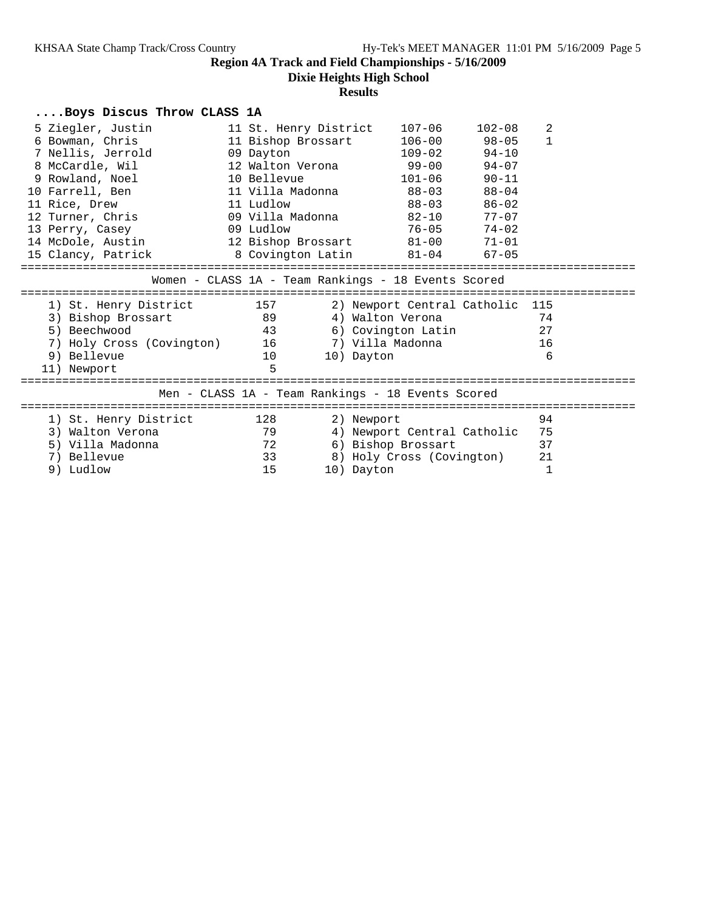**Region 4A Track and Field Championships - 5/16/2009**

**Dixie Heights High School**

**Results**

### ....Boys Discus Throw CLASS 1A

| | | | | | | |
|---|---|---|---|---|---|---|
| 5 | Ziegler, Justin | 11 | St. Henry District | 107-06 | 102-08 | 2 |
| 6 | Bowman, Chris | 11 | Bishop Brossart | 106-00 | 98-05 | 1 |
| 7 | Nellis, Jerrold | 09 | Dayton | 109-02 | 94-10 | |
| 8 | McCardle, Wil | 12 | Walton Verona | 99-00 | 94-07 | |
| 9 | Rowland, Noel | 10 | Bellevue | 101-06 | 90-11 | |
| 10 | Farrell, Ben | 11 | Villa Madonna | 88-03 | 88-04 | |
| 11 | Rice, Drew | 11 | Ludlow | 88-03 | 86-02 | |
| 12 | Turner, Chris | 09 | Villa Madonna | 82-10 | 77-07 | |
| 13 | Perry, Casey | 09 | Ludlow | 76-05 | 74-02 | |
| 14 | McDole, Austin | 12 | Bishop Brossart | 81-00 | 71-01 | |
| 15 | Clancy, Patrick | 8 | Covington Latin | 81-04 | 67-05 | |

### Women - CLASS 1A - Team Rankings - 18 Events Scored

| | | | |
|---|---|---|---|
| 1) St. Henry District | 157 | 2) Newport Central Catholic | 115 |
| 3) Bishop Brossart | 89 | 4) Walton Verona | 74 |
| 5) Beechwood | 43 | 6) Covington Latin | 27 |
| 7) Holy Cross (Covington) | 16 | 7) Villa Madonna | 16 |
| 9) Bellevue | 10 | 10) Dayton | 6 |
| 11) Newport | 5 | | |

### Men - CLASS 1A - Team Rankings - 18 Events Scored

| | | | |
|---|---|---|---|
| 1) St. Henry District | 128 | 2) Newport | 94 |
| 3) Walton Verona | 79 | 4) Newport Central Catholic | 75 |
| 5) Villa Madonna | 72 | 6) Bishop Brossart | 37 |
| 7) Bellevue | 33 | 8) Holy Cross (Covington) | 21 |
| 9) Ludlow | 15 | 10) Dayton | 1 |